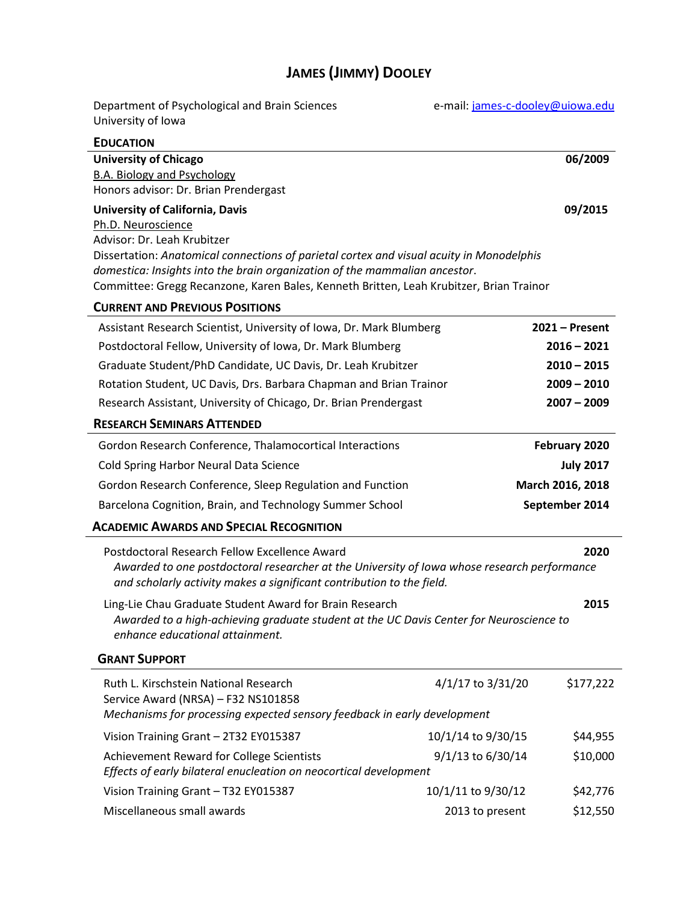# JAMES (JIMMY) DOOLEY

Department of Psychological and Brain Sciences
University of Iowa

e-mail: james-c-dooley@uiowa.edu

## EDUCATION

**University of Chicago** — **06/2009**
B.A. Biology and Psychology
Honors advisor: Dr. Brian Prendergast

**University of California, Davis** — **09/2015**
Ph.D. Neuroscience
Advisor: Dr. Leah Krubitzer
Dissertation: *Anatomical connections of parietal cortex and visual acuity in Monodelphis domestica: Insights into the brain organization of the mammalian ancestor*.
Committee: Gregg Recanzone, Karen Bales, Kenneth Britten, Leah Krubitzer, Brian Trainor

## CURRENT AND PREVIOUS POSITIONS

| Position | Years |
|---|---|
| Assistant Research Scientist, University of Iowa, Dr. Mark Blumberg | **2021 – Present** |
| Postdoctoral Fellow, University of Iowa, Dr. Mark Blumberg | **2016 – 2021** |
| Graduate Student/PhD Candidate, UC Davis, Dr. Leah Krubitzer | **2010 – 2015** |
| Rotation Student, UC Davis, Drs. Barbara Chapman and Brian Trainor | **2009 – 2010** |
| Research Assistant, University of Chicago, Dr. Brian Prendergast | **2007 – 2009** |

## RESEARCH SEMINARS ATTENDED

| Seminar | Date |
|---|---|
| Gordon Research Conference, Thalamocortical Interactions | **February 2020** |
| Cold Spring Harbor Neural Data Science | **July 2017** |
| Gordon Research Conference, Sleep Regulation and Function | **March 2016, 2018** |
| Barcelona Cognition, Brain, and Technology Summer School | **September 2014** |

## ACADEMIC AWARDS AND SPECIAL RECOGNITION

Postdoctoral Research Fellow Excellence Award — **2020**
*Awarded to one postdoctoral researcher at the University of Iowa whose research performance and scholarly activity makes a significant contribution to the field.*

Ling-Lie Chau Graduate Student Award for Brain Research — **2015**
*Awarded to a high-achieving graduate student at the UC Davis Center for Neuroscience to enhance educational attainment.*

## GRANT SUPPORT

| Grant | Period | Amount |
|---|---|---|
| Ruth L. Kirschstein National Research Service Award (NRSA) – F32 NS101858<br>*Mechanisms for processing expected sensory feedback in early development* | 4/1/17 to 3/31/20 | $177,222 |
| Vision Training Grant – 2T32 EY015387 | 10/1/14 to 9/30/15 | $44,955 |
| Achievement Reward for College Scientists<br>*Effects of early bilateral enucleation on neocortical development* | 9/1/13 to 6/30/14 | $10,000 |
| Vision Training Grant – T32 EY015387 | 10/1/11 to 9/30/12 | $42,776 |
| Miscellaneous small awards | 2013 to present | $12,550 |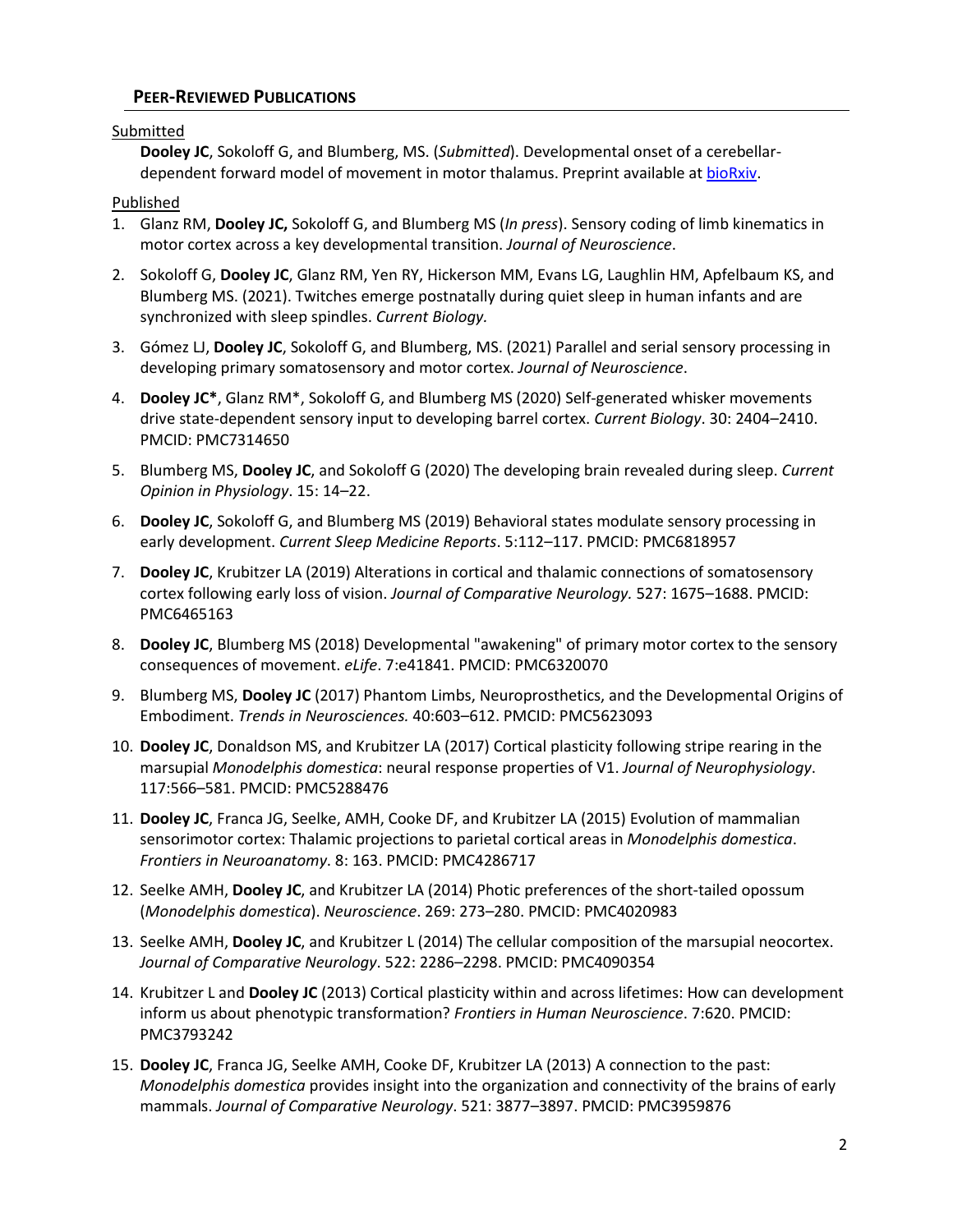## PEER-REVIEWED PUBLICATIONS

Submitted

**Dooley JC**, Sokoloff G, and Blumberg, MS. (*Submitted*). Developmental onset of a cerebellar-dependent forward model of movement in motor thalamus. Preprint available at bioRxiv.

Published

1. Glanz RM, **Dooley JC,** Sokoloff G, and Blumberg MS (*In press*). Sensory coding of limb kinematics in motor cortex across a key developmental transition. *Journal of Neuroscience*.
2. Sokoloff G, **Dooley JC**, Glanz RM, Yen RY, Hickerson MM, Evans LG, Laughlin HM, Apfelbaum KS, and Blumberg MS. (2021). Twitches emerge postnatally during quiet sleep in human infants and are synchronized with sleep spindles. *Current Biology.*
3. Gómez LJ, **Dooley JC**, Sokoloff G, and Blumberg, MS. (2021) Parallel and serial sensory processing in developing primary somatosensory and motor cortex. *Journal of Neuroscience*.
4. **Dooley JC***, Glanz RM*, Sokoloff G, and Blumberg MS (2020) Self-generated whisker movements drive state-dependent sensory input to developing barrel cortex. *Current Biology*. 30: 2404–2410. PMCID: PMC7314650
5. Blumberg MS, **Dooley JC**, and Sokoloff G (2020) The developing brain revealed during sleep. *Current Opinion in Physiology*. 15: 14–22.
6. **Dooley JC**, Sokoloff G, and Blumberg MS (2019) Behavioral states modulate sensory processing in early development. *Current Sleep Medicine Reports*. 5:112–117. PMCID: PMC6818957
7. **Dooley JC**, Krubitzer LA (2019) Alterations in cortical and thalamic connections of somatosensory cortex following early loss of vision. *Journal of Comparative Neurology.* 527: 1675–1688. PMCID: PMC6465163
8. **Dooley JC**, Blumberg MS (2018) Developmental "awakening" of primary motor cortex to the sensory consequences of movement. *eLife*. 7:e41841. PMCID: PMC6320070
9. Blumberg MS, **Dooley JC** (2017) Phantom Limbs, Neuroprosthetics, and the Developmental Origins of Embodiment. *Trends in Neurosciences.* 40:603–612. PMCID: PMC5623093
10. **Dooley JC**, Donaldson MS, and Krubitzer LA (2017) Cortical plasticity following stripe rearing in the marsupial *Monodelphis domestica*: neural response properties of V1. *Journal of Neurophysiology*. 117:566–581. PMCID: PMC5288476
11. **Dooley JC**, Franca JG, Seelke, AMH, Cooke DF, and Krubitzer LA (2015) Evolution of mammalian sensorimotor cortex: Thalamic projections to parietal cortical areas in *Monodelphis domestica*. *Frontiers in Neuroanatomy*. 8: 163. PMCID: PMC4286717
12. Seelke AMH, **Dooley JC**, and Krubitzer LA (2014) Photic preferences of the short-tailed opossum (*Monodelphis domestica*). *Neuroscience*. 269: 273–280. PMCID: PMC4020983
13. Seelke AMH, **Dooley JC**, and Krubitzer L (2014) The cellular composition of the marsupial neocortex. *Journal of Comparative Neurology*. 522: 2286–2298. PMCID: PMC4090354
14. Krubitzer L and **Dooley JC** (2013) Cortical plasticity within and across lifetimes: How can development inform us about phenotypic transformation? *Frontiers in Human Neuroscience*. 7:620. PMCID: PMC3793242
15. **Dooley JC**, Franca JG, Seelke AMH, Cooke DF, Krubitzer LA (2013) A connection to the past: *Monodelphis domestica* provides insight into the organization and connectivity of the brains of early mammals. *Journal of Comparative Neurology*. 521: 3877–3897. PMCID: PMC3959876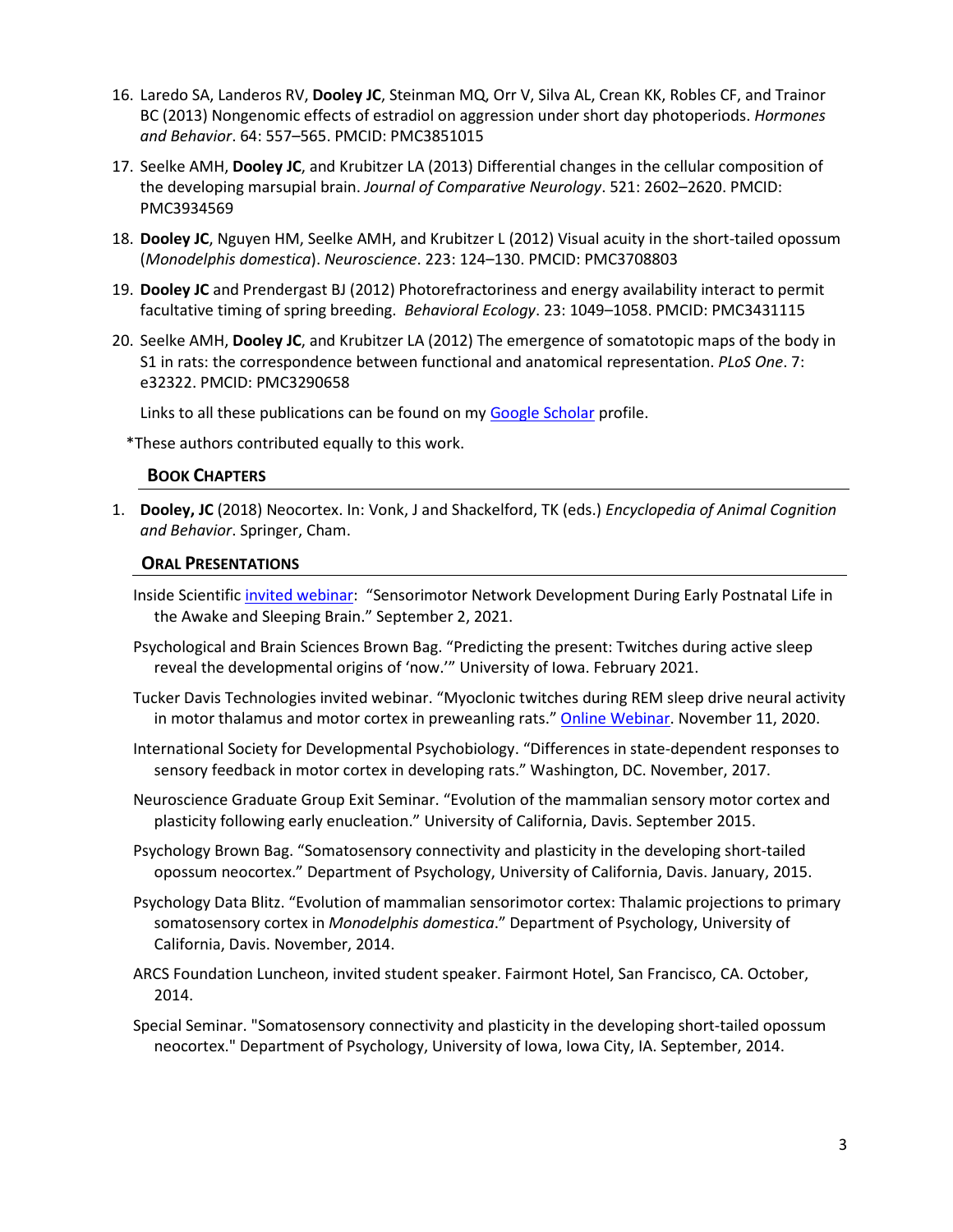16. Laredo SA, Landeros RV, **Dooley JC**, Steinman MQ, Orr V, Silva AL, Crean KK, Robles CF, and Trainor BC (2013) Nongenomic effects of estradiol on aggression under short day photoperiods. *Hormones and Behavior*. 64: 557–565. PMCID: PMC3851015

17. Seelke AMH, **Dooley JC**, and Krubitzer LA (2013) Differential changes in the cellular composition of the developing marsupial brain. *Journal of Comparative Neurology*. 521: 2602–2620. PMCID: PMC3934569

18. **Dooley JC**, Nguyen HM, Seelke AMH, and Krubitzer L (2012) Visual acuity in the short-tailed opossum (*Monodelphis domestica*). *Neuroscience*. 223: 124–130. PMCID: PMC3708803

19. **Dooley JC** and Prendergast BJ (2012) Photorefractoriness and energy availability interact to permit facultative timing of spring breeding. *Behavioral Ecology*. 23: 1049–1058. PMCID: PMC3431115

20. Seelke AMH, **Dooley JC**, and Krubitzer LA (2012) The emergence of somatotopic maps of the body in S1 in rats: the correspondence between functional and anatomical representation. *PLoS One*. 7: e32322. PMCID: PMC3290658

Links to all these publications can be found on my [Google Scholar]() profile.

*These authors contributed equally to this work.

### Book Chapters

1. **Dooley, JC** (2018) Neocortex. In: Vonk, J and Shackelford, TK (eds.) *Encyclopedia of Animal Cognition and Behavior*. Springer, Cham.

### Oral Presentations

Inside Scientific [invited webinar](): "Sensorimotor Network Development During Early Postnatal Life in the Awake and Sleeping Brain." September 2, 2021.

Psychological and Brain Sciences Brown Bag. "Predicting the present: Twitches during active sleep reveal the developmental origins of 'now.'" University of Iowa. February 2021.

Tucker Davis Technologies invited webinar. "Myoclonic twitches during REM sleep drive neural activity in motor thalamus and motor cortex in preweanling rats." [Online Webinar](). November 11, 2020.

International Society for Developmental Psychobiology. "Differences in state-dependent responses to sensory feedback in motor cortex in developing rats." Washington, DC. November, 2017.

Neuroscience Graduate Group Exit Seminar. "Evolution of the mammalian sensory motor cortex and plasticity following early enucleation." University of California, Davis. September 2015.

Psychology Brown Bag. "Somatosensory connectivity and plasticity in the developing short-tailed opossum neocortex." Department of Psychology, University of California, Davis. January, 2015.

Psychology Data Blitz. "Evolution of mammalian sensorimotor cortex: Thalamic projections to primary somatosensory cortex in *Monodelphis domestica*." Department of Psychology, University of California, Davis. November, 2014.

ARCS Foundation Luncheon, invited student speaker. Fairmont Hotel, San Francisco, CA. October, 2014.

Special Seminar. "Somatosensory connectivity and plasticity in the developing short-tailed opossum neocortex." Department of Psychology, University of Iowa, Iowa City, IA. September, 2014.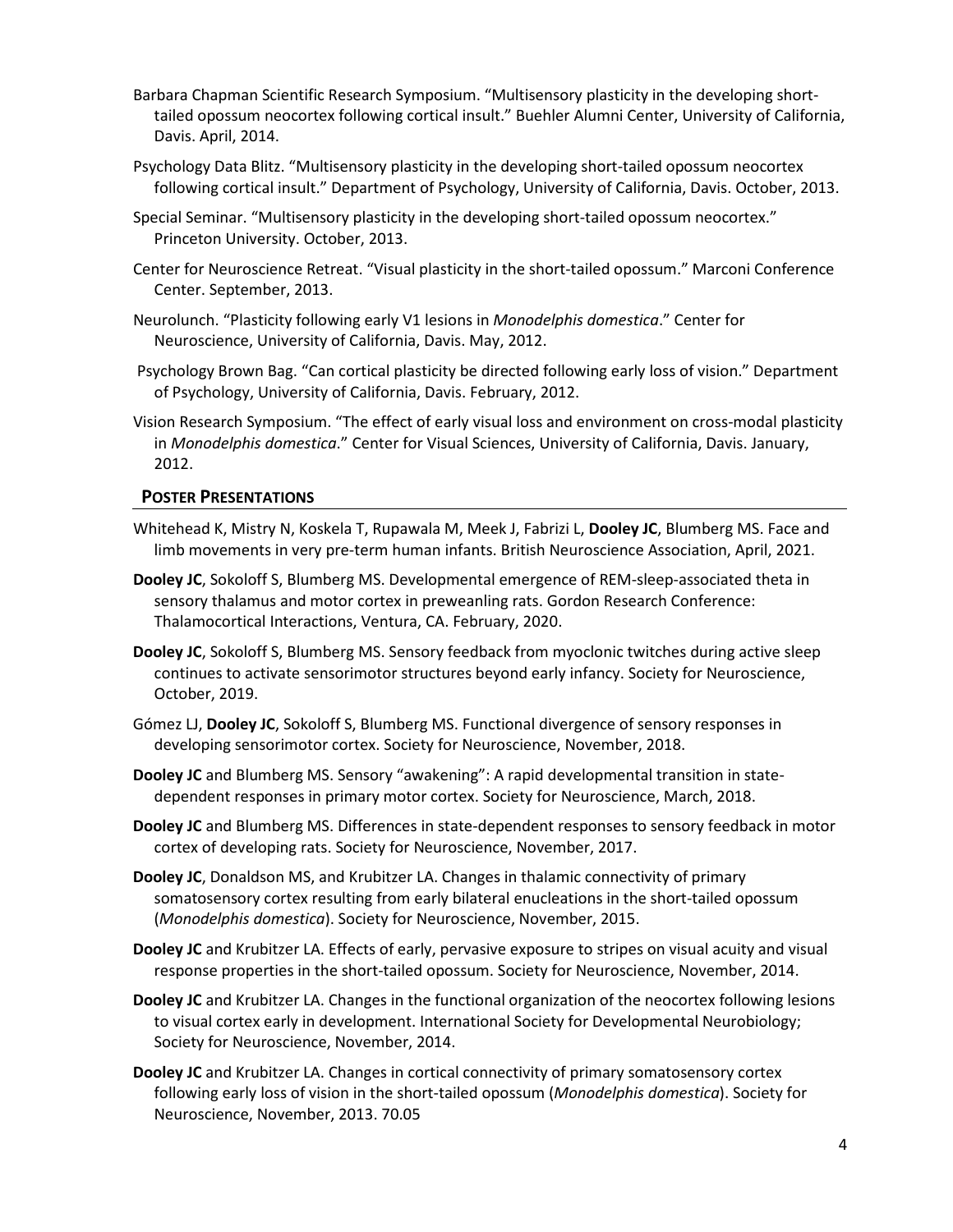Barbara Chapman Scientific Research Symposium. "Multisensory plasticity in the developing short-tailed opossum neocortex following cortical insult." Buehler Alumni Center, University of California, Davis. April, 2014.

Psychology Data Blitz. "Multisensory plasticity in the developing short-tailed opossum neocortex following cortical insult." Department of Psychology, University of California, Davis. October, 2013.

Special Seminar. "Multisensory plasticity in the developing short-tailed opossum neocortex." Princeton University. October, 2013.

Center for Neuroscience Retreat. "Visual plasticity in the short-tailed opossum." Marconi Conference Center. September, 2013.

Neurolunch. "Plasticity following early V1 lesions in *Monodelphis domestica*." Center for Neuroscience, University of California, Davis. May, 2012.

Psychology Brown Bag. "Can cortical plasticity be directed following early loss of vision." Department of Psychology, University of California, Davis. February, 2012.

Vision Research Symposium. "The effect of early visual loss and environment on cross-modal plasticity in *Monodelphis domestica*." Center for Visual Sciences, University of California, Davis. January, 2012.

## Poster Presentations

Whitehead K, Mistry N, Koskela T, Rupawala M, Meek J, Fabrizi L, **Dooley JC**, Blumberg MS. Face and limb movements in very pre-term human infants. British Neuroscience Association, April, 2021.

**Dooley JC**, Sokoloff S, Blumberg MS. Developmental emergence of REM-sleep-associated theta in sensory thalamus and motor cortex in preweanling rats. Gordon Research Conference: Thalamocortical Interactions, Ventura, CA. February, 2020.

**Dooley JC**, Sokoloff S, Blumberg MS. Sensory feedback from myoclonic twitches during active sleep continues to activate sensorimotor structures beyond early infancy. Society for Neuroscience, October, 2019.

Gómez LJ, **Dooley JC**, Sokoloff S, Blumberg MS. Functional divergence of sensory responses in developing sensorimotor cortex. Society for Neuroscience, November, 2018.

**Dooley JC** and Blumberg MS. Sensory "awakening": A rapid developmental transition in state-dependent responses in primary motor cortex. Society for Neuroscience, March, 2018.

**Dooley JC** and Blumberg MS. Differences in state-dependent responses to sensory feedback in motor cortex of developing rats. Society for Neuroscience, November, 2017.

**Dooley JC**, Donaldson MS, and Krubitzer LA. Changes in thalamic connectivity of primary somatosensory cortex resulting from early bilateral enucleations in the short-tailed opossum (*Monodelphis domestica*). Society for Neuroscience, November, 2015.

**Dooley JC** and Krubitzer LA. Effects of early, pervasive exposure to stripes on visual acuity and visual response properties in the short-tailed opossum. Society for Neuroscience, November, 2014.

**Dooley JC** and Krubitzer LA. Changes in the functional organization of the neocortex following lesions to visual cortex early in development. International Society for Developmental Neurobiology; Society for Neuroscience, November, 2014.

**Dooley JC** and Krubitzer LA. Changes in cortical connectivity of primary somatosensory cortex following early loss of vision in the short-tailed opossum (*Monodelphis domestica*). Society for Neuroscience, November, 2013. 70.05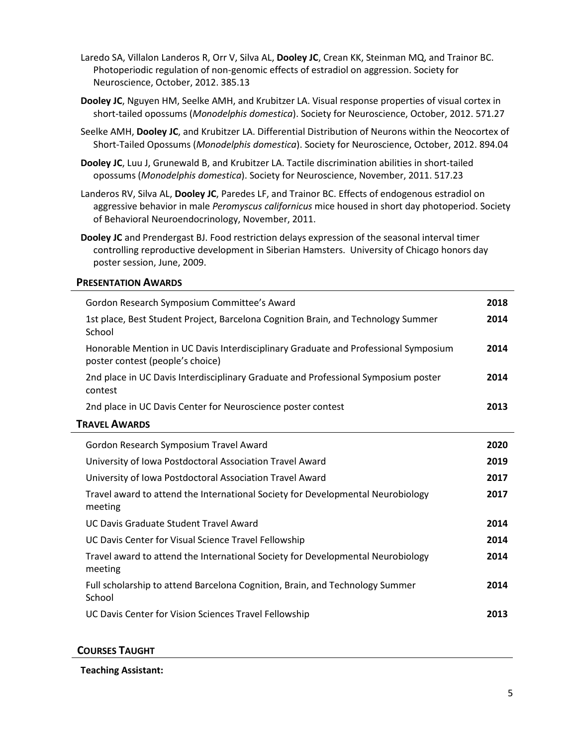Laredo SA, Villalon Landeros R, Orr V, Silva AL, **Dooley JC**, Crean KK, Steinman MQ, and Trainor BC. Photoperiodic regulation of non-genomic effects of estradiol on aggression. Society for Neuroscience, October, 2012. 385.13

**Dooley JC**, Nguyen HM, Seelke AMH, and Krubitzer LA. Visual response properties of visual cortex in short-tailed opossums (*Monodelphis domestica*). Society for Neuroscience, October, 2012. 571.27

Seelke AMH, **Dooley JC**, and Krubitzer LA. Differential Distribution of Neurons within the Neocortex of Short-Tailed Opossums (*Monodelphis domestica*). Society for Neuroscience, October, 2012. 894.04

**Dooley JC**, Luu J, Grunewald B, and Krubitzer LA. Tactile discrimination abilities in short-tailed opossums (*Monodelphis domestica*). Society for Neuroscience, November, 2011. 517.23

Landeros RV, Silva AL, **Dooley JC**, Paredes LF, and Trainor BC. Effects of endogenous estradiol on aggressive behavior in male *Peromyscus californicus* mice housed in short day photoperiod. Society of Behavioral Neuroendocrinology, November, 2011.

**Dooley JC** and Prendergast BJ. Food restriction delays expression of the seasonal interval timer controlling reproductive development in Siberian Hamsters. University of Chicago honors day poster session, June, 2009.

## PRESENTATION AWARDS

| | |
|---|---|
| Gordon Research Symposium Committee's Award | **2018** |
| 1st place, Best Student Project, Barcelona Cognition Brain, and Technology Summer School | **2014** |
| Honorable Mention in UC Davis Interdisciplinary Graduate and Professional Symposium poster contest (people's choice) | **2014** |
| 2nd place in UC Davis Interdisciplinary Graduate and Professional Symposium poster contest | **2014** |
| 2nd place in UC Davis Center for Neuroscience poster contest | **2013** |

## TRAVEL AWARDS

| | |
|---|---|
| Gordon Research Symposium Travel Award | **2020** |
| University of Iowa Postdoctoral Association Travel Award | **2019** |
| University of Iowa Postdoctoral Association Travel Award | **2017** |
| Travel award to attend the International Society for Developmental Neurobiology meeting | **2017** |
| UC Davis Graduate Student Travel Award | **2014** |
| UC Davis Center for Visual Science Travel Fellowship | **2014** |
| Travel award to attend the International Society for Developmental Neurobiology meeting | **2014** |
| Full scholarship to attend Barcelona Cognition, Brain, and Technology Summer School | **2014** |
| UC Davis Center for Vision Sciences Travel Fellowship | **2013** |

## COURSES TAUGHT

**Teaching Assistant:**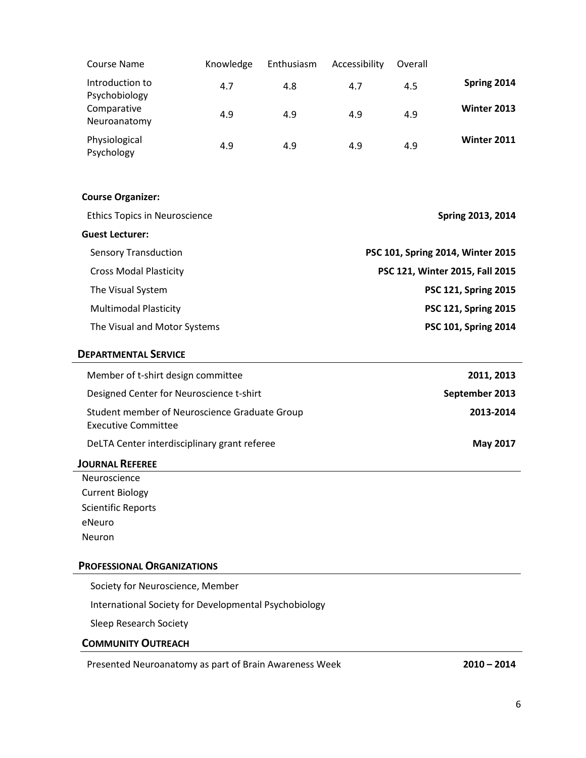| Course Name | Knowledge | Enthusiasm | Accessibility | Overall | |
|---|---|---|---|---|---|
| Introduction to Psychobiology | 4.7 | 4.8 | 4.7 | 4.5 | **Spring 2014** |
| Comparative Neuroanatomy | 4.9 | 4.9 | 4.9 | 4.9 | **Winter 2013** |
| Physiological Psychology | 4.9 | 4.9 | 4.9 | 4.9 | **Winter 2011** |

**Course Organizer:**

Ethics Topics in Neuroscience — **Spring 2013, 2014**

**Guest Lecturer:**

- Sensory Transduction — **PSC 101, Spring 2014, Winter 2015**
- Cross Modal Plasticity — **PSC 121, Winter 2015, Fall 2015**
- The Visual System — **PSC 121, Spring 2015**
- Multimodal Plasticity — **PSC 121, Spring 2015**
- The Visual and Motor Systems — **PSC 101, Spring 2014**

## DEPARTMENTAL SERVICE

- Member of t-shirt design committee — **2011, 2013**
- Designed Center for Neuroscience t-shirt — **September 2013**
- Student member of Neuroscience Graduate Group Executive Committee — **2013-2014**
- DeLTA Center interdisciplinary grant referee — **May 2017**

## JOURNAL REFEREE

Neuroscience
Current Biology
Scientific Reports
eNeuro
Neuron

## PROFESSIONAL ORGANIZATIONS

Society for Neuroscience, Member
International Society for Developmental Psychobiology
Sleep Research Society

## COMMUNITY OUTREACH

Presented Neuroanatomy as part of Brain Awareness Week — **2010 – 2014**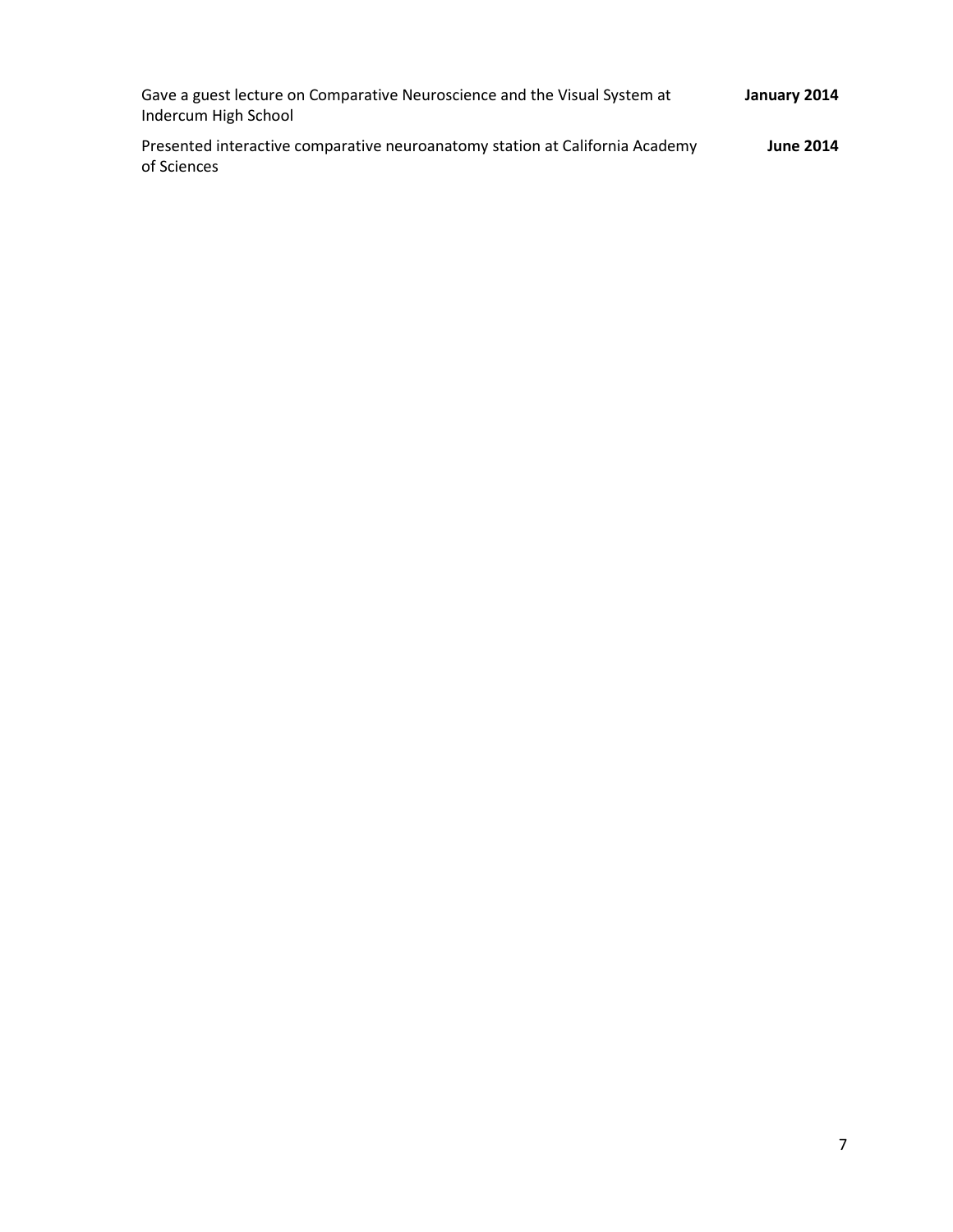Gave a guest lecture on Comparative Neuroscience and the Visual System at Indercum High School **January 2014**

Presented interactive comparative neuroanatomy station at California Academy of Sciences **June 2014**